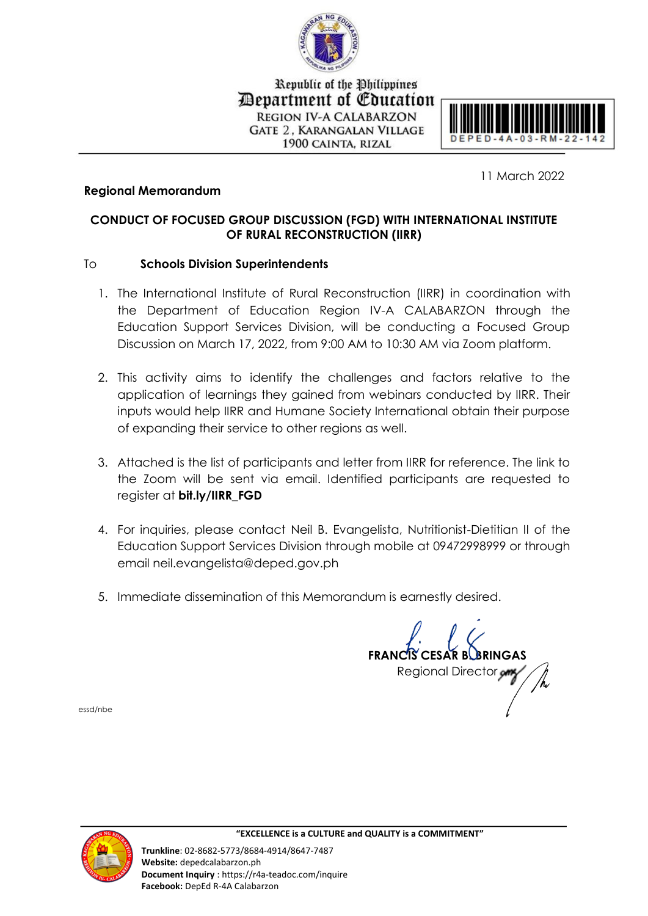Republic of the Philippines
Department of Education
REGION IV-A CALABARZON
GATE 2, KARANGALAN VILLAGE
1900 CAINTA, RIZAL

DEPED-4A-03-RM-22-142

11 March 2022

**Regional Memorandum**

**CONDUCT OF FOCUSED GROUP DISCUSSION (FGD) WITH INTERNATIONAL INSTITUTE OF RURAL RECONSTRUCTION (IIRR)**

To **Schools Division Superintendents**

1. The International Institute of Rural Reconstruction (IIRR) in coordination with the Department of Education Region IV-A CALABARZON through the Education Support Services Division, will be conducting a Focused Group Discussion on March 17, 2022, from 9:00 AM to 10:30 AM via Zoom platform.

2. This activity aims to identify the challenges and factors relative to the application of learnings they gained from webinars conducted by IIRR. Their inputs would help IIRR and Humane Society International obtain their purpose of expanding their service to other regions as well.

3. Attached is the list of participants and letter from IIRR for reference. The link to the Zoom will be sent via email. Identified participants are requested to register at **bit.ly/IIRR_FGD**

4. For inquiries, please contact Neil B. Evangelista, Nutritionist-Dietitian II of the Education Support Services Division through mobile at 09472998999 or through email neil.evangelista@deped.gov.ph

5. Immediate dissemination of this Memorandum is earnestly desired.

**FRANCIS CESAR B. BRINGAS**
Regional Director

essd/nbe

"EXCELLENCE is a CULTURE and QUALITY is a COMMITMENT"

**Trunkline**: 02-8682-5773/8684-4914/8647-7487
**Website:** depedcalabarzon.ph
**Document Inquiry** : https://r4a-teadoc.com/inquire
**Facebook:** DepEd R-4A Calabarzon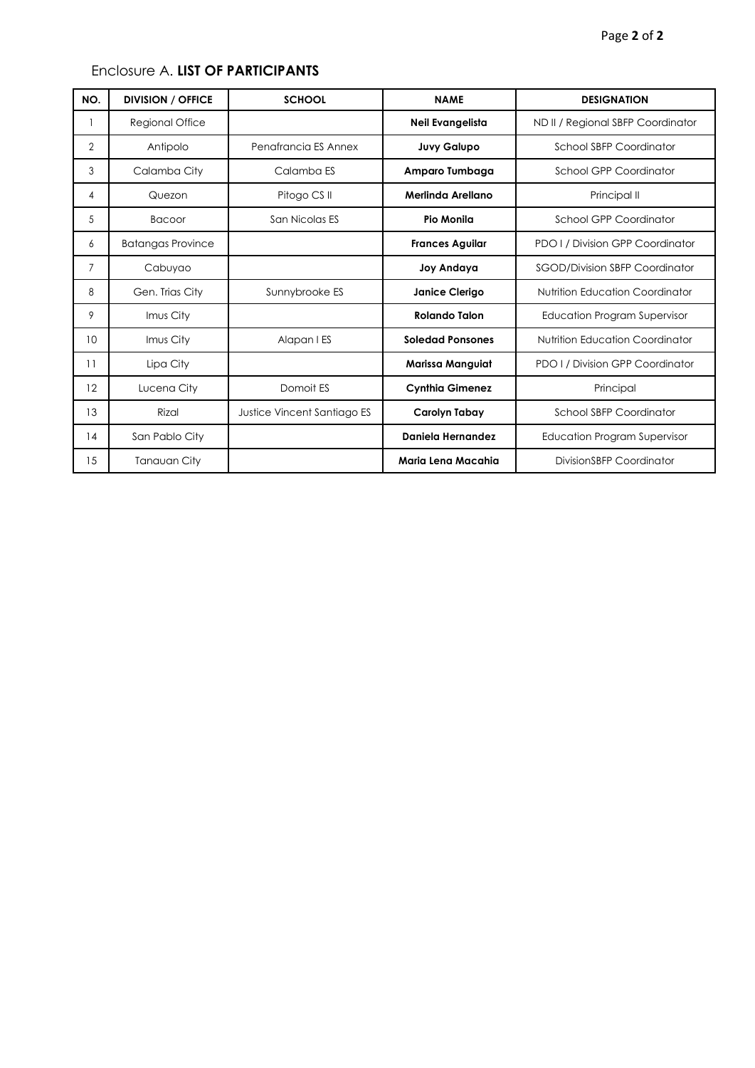Enclosure A. **LIST OF PARTICIPANTS**

| NO. | DIVISION / OFFICE | SCHOOL | NAME | DESIGNATION |
|---|---|---|---|---|
| 1 | Regional Office | | **Neil Evangelista** | ND II / Regional SBFP Coordinator |
| 2 | Antipolo | Penafrancia ES Annex | **Juvy Galupo** | School SBFP Coordinator |
| 3 | Calamba City | Calamba ES | **Amparo Tumbaga** | School GPP Coordinator |
| 4 | Quezon | Pitogo CS II | **Merlinda Arellano** | Principal II |
| 5 | Bacoor | San Nicolas ES | **Pio Monila** | School GPP Coordinator |
| 6 | Batangas Province | | **Frances Aguilar** | PDO I / Division GPP Coordinator |
| 7 | Cabuyao | | **Joy Andaya** | SGOD/Division SBFP Coordinator |
| 8 | Gen. Trias City | Sunnybrooke ES | **Janice Clerigo** | Nutrition Education Coordinator |
| 9 | Imus City | | **Rolando Talon** | Education Program Supervisor |
| 10 | Imus City | Alapan I ES | **Soledad Ponsones** | Nutrition Education Coordinator |
| 11 | Lipa City | | **Marissa Manguiat** | PDO I / Division GPP Coordinator |
| 12 | Lucena City | Domoit ES | **Cynthia Gimenez** | Principal |
| 13 | Rizal | Justice Vincent Santiago ES | **Carolyn Tabay** | School SBFP Coordinator |
| 14 | San Pablo City | | **Daniela Hernandez** | Education Program Supervisor |
| 15 | Tanauan City | | **Maria Lena Macahia** | DivisionSBFP Coordinator |